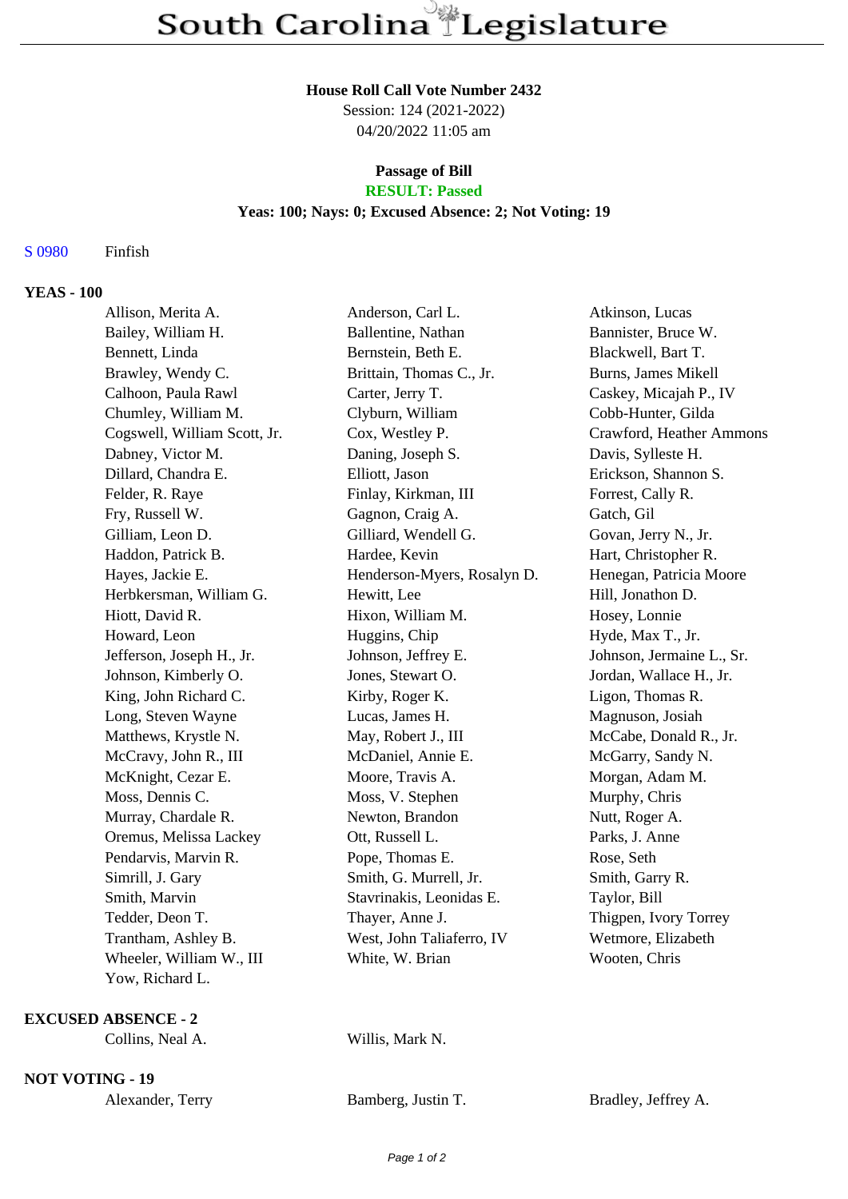# South Carolina Legislature

**House Roll Call Vote Number 2432**
Session: 124 (2021-2022)
04/20/2022 11:05 am

**Passage of Bill**
**RESULT: Passed**
**Yeas: 100; Nays: 0; Excused Absence: 2; Not Voting: 19**

S 0980 Finfish

**YEAS - 100**

| | | |
|---|---|---|
| Allison, Merita A. | Anderson, Carl L. | Atkinson, Lucas |
| Bailey, William H. | Ballentine, Nathan | Bannister, Bruce W. |
| Bennett, Linda | Bernstein, Beth E. | Blackwell, Bart T. |
| Brawley, Wendy C. | Brittain, Thomas C., Jr. | Burns, James Mikell |
| Calhoon, Paula Rawl | Carter, Jerry T. | Caskey, Micajah P., IV |
| Chumley, William M. | Clyburn, William | Cobb-Hunter, Gilda |
| Cogswell, William Scott, Jr. | Cox, Westley P. | Crawford, Heather Ammons |
| Dabney, Victor M. | Daning, Joseph S. | Davis, Sylleste H. |
| Dillard, Chandra E. | Elliott, Jason | Erickson, Shannon S. |
| Felder, R. Raye | Finlay, Kirkman, III | Forrest, Cally R. |
| Fry, Russell W. | Gagnon, Craig A. | Gatch, Gil |
| Gilliam, Leon D. | Gilliard, Wendell G. | Govan, Jerry N., Jr. |
| Haddon, Patrick B. | Hardee, Kevin | Hart, Christopher R. |
| Hayes, Jackie E. | Henderson-Myers, Rosalyn D. | Henegan, Patricia Moore |
| Herbkersman, William G. | Hewitt, Lee | Hill, Jonathon D. |
| Hiott, David R. | Hixon, William M. | Hosey, Lonnie |
| Howard, Leon | Huggins, Chip | Hyde, Max T., Jr. |
| Jefferson, Joseph H., Jr. | Johnson, Jeffrey E. | Johnson, Jermaine L., Sr. |
| Johnson, Kimberly O. | Jones, Stewart O. | Jordan, Wallace H., Jr. |
| King, John Richard C. | Kirby, Roger K. | Ligon, Thomas R. |
| Long, Steven Wayne | Lucas, James H. | Magnuson, Josiah |
| Matthews, Krystle N. | May, Robert J., III | McCabe, Donald R., Jr. |
| McCravy, John R., III | McDaniel, Annie E. | McGarry, Sandy N. |
| McKnight, Cezar E. | Moore, Travis A. | Morgan, Adam M. |
| Moss, Dennis C. | Moss, V. Stephen | Murphy, Chris |
| Murray, Chardale R. | Newton, Brandon | Nutt, Roger A. |
| Oremus, Melissa Lackey | Ott, Russell L. | Parks, J. Anne |
| Pendarvis, Marvin R. | Pope, Thomas E. | Rose, Seth |
| Simrill, J. Gary | Smith, G. Murrell, Jr. | Smith, Garry R. |
| Smith, Marvin | Stavrinakis, Leonidas E. | Taylor, Bill |
| Tedder, Deon T. | Thayer, Anne J. | Thigpen, Ivory Torrey |
| Trantham, Ashley B. | West, John Taliaferro, IV | Wetmore, Elizabeth |
| Wheeler, William W., III | White, W. Brian | Wooten, Chris |
| Yow, Richard L. | | |

**EXCUSED ABSENCE - 2**

| | |
|---|---|
| Collins, Neal A. | Willis, Mark N. |

**NOT VOTING - 19**

| | | |
|---|---|---|
| Alexander, Terry | Bamberg, Justin T. | Bradley, Jeffrey A. |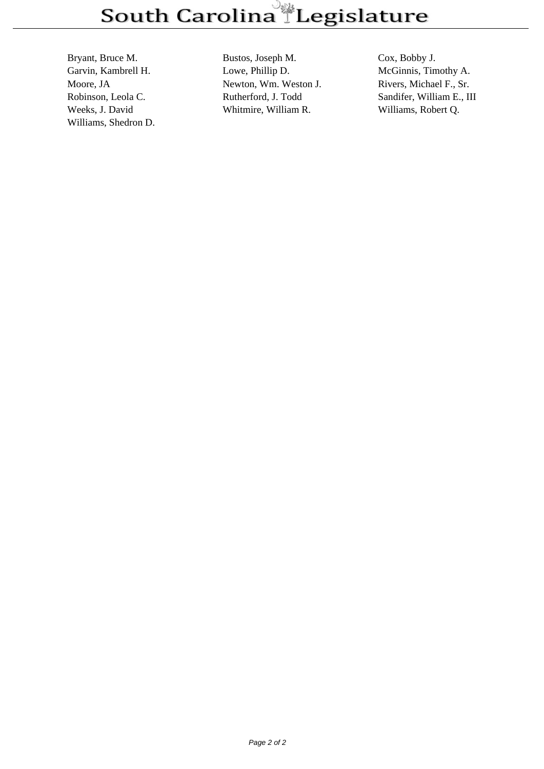- Bryant, Bruce M.
- Bustos, Joseph M.
- Cox, Bobby J.
- Garvin, Kambrell H.
- Lowe, Phillip D.
- McGinnis, Timothy A.
- Moore, JA
- Newton, Wm. Weston J.
- Rivers, Michael F., Sr.
- Robinson, Leola C.
- Rutherford, J. Todd
- Sandifer, William E., III
- Weeks, J. David
- Whitmire, William R.
- Williams, Robert Q.
- Williams, Shedron D.